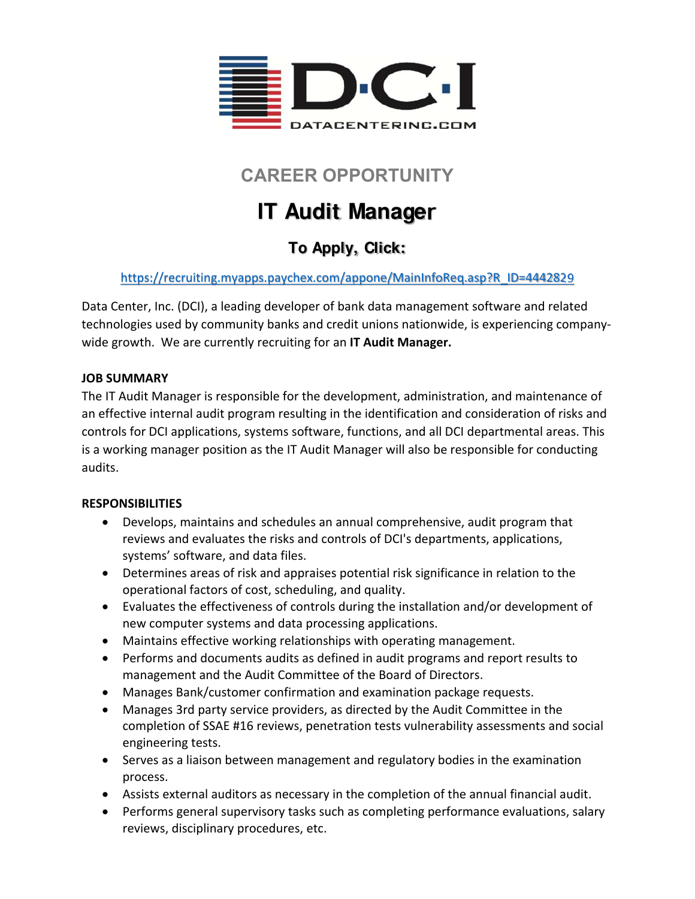D·C·I

DATACENTERINC.COM

## CAREER OPPORTUNITY

# IT Audit Manager

### To Apply, Click:

https://recruiting.myapps.paychex.com/appone/MainInfoReq.asp?R_ID=4442829

Data Center, Inc. (DCI), a leading developer of bank data management software and related technologies used by community banks and credit unions nationwide, is experiencing company-wide growth. We are currently recruiting for an **IT Audit Manager.**

**JOB SUMMARY**

The IT Audit Manager is responsible for the development, administration, and maintenance of an effective internal audit program resulting in the identification and consideration of risks and controls for DCI applications, systems software, functions, and all DCI departmental areas. This is a working manager position as the IT Audit Manager will also be responsible for conducting audits.

**RESPONSIBILITIES**

- Develops, maintains and schedules an annual comprehensive, audit program that reviews and evaluates the risks and controls of DCI's departments, applications, systems' software, and data files.
- Determines areas of risk and appraises potential risk significance in relation to the operational factors of cost, scheduling, and quality.
- Evaluates the effectiveness of controls during the installation and/or development of new computer systems and data processing applications.
- Maintains effective working relationships with operating management.
- Performs and documents audits as defined in audit programs and report results to management and the Audit Committee of the Board of Directors.
- Manages Bank/customer confirmation and examination package requests.
- Manages 3rd party service providers, as directed by the Audit Committee in the completion of SSAE #16 reviews, penetration tests vulnerability assessments and social engineering tests.
- Serves as a liaison between management and regulatory bodies in the examination process.
- Assists external auditors as necessary in the completion of the annual financial audit.
- Performs general supervisory tasks such as completing performance evaluations, salary reviews, disciplinary procedures, etc.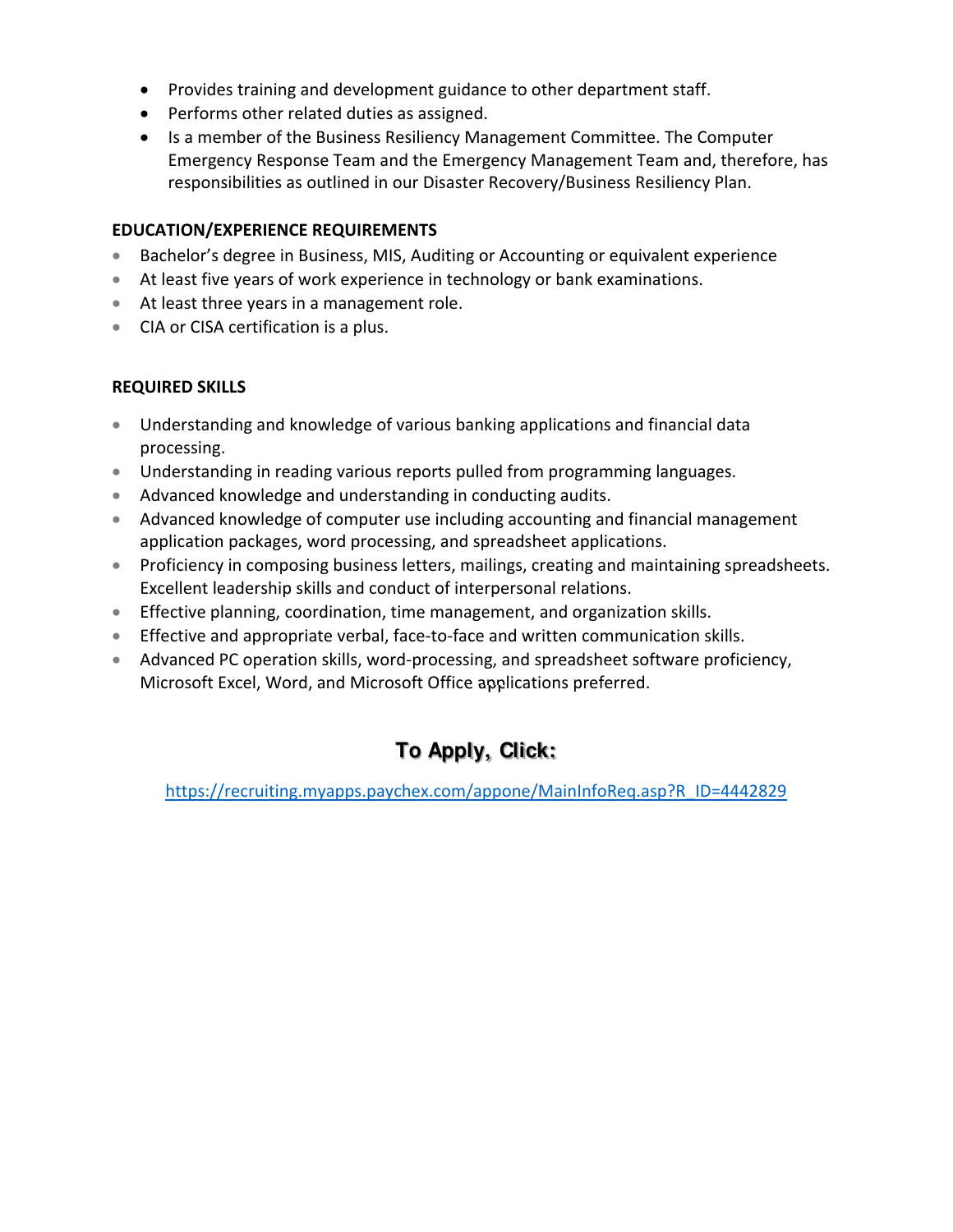- Provides training and development guidance to other department staff.
- Performs other related duties as assigned.
- Is a member of the Business Resiliency Management Committee. The Computer Emergency Response Team and the Emergency Management Team and, therefore, has responsibilities as outlined in our Disaster Recovery/Business Resiliency Plan.

**EDUCATION/EXPERIENCE REQUIREMENTS**

- Bachelor's degree in Business, MIS, Auditing or Accounting or equivalent experience
- At least five years of work experience in technology or bank examinations.
- At least three years in a management role.
- CIA or CISA certification is a plus.

**REQUIRED SKILLS**

- Understanding and knowledge of various banking applications and financial data processing.
- Understanding in reading various reports pulled from programming languages.
- Advanced knowledge and understanding in conducting audits.
- Advanced knowledge of computer use including accounting and financial management application packages, word processing, and spreadsheet applications.
- Proficiency in composing business letters, mailings, creating and maintaining spreadsheets. Excellent leadership skills and conduct of interpersonal relations.
- Effective planning, coordination, time management, and organization skills.
- Effective and appropriate verbal, face-to-face and written communication skills.
- Advanced PC operation skills, word-processing, and spreadsheet software proficiency, Microsoft Excel, Word, and Microsoft Office applications preferred.

## To Apply, Click:

https://recruiting.myapps.paychex.com/appone/MainInfoReq.asp?R_ID=4442829